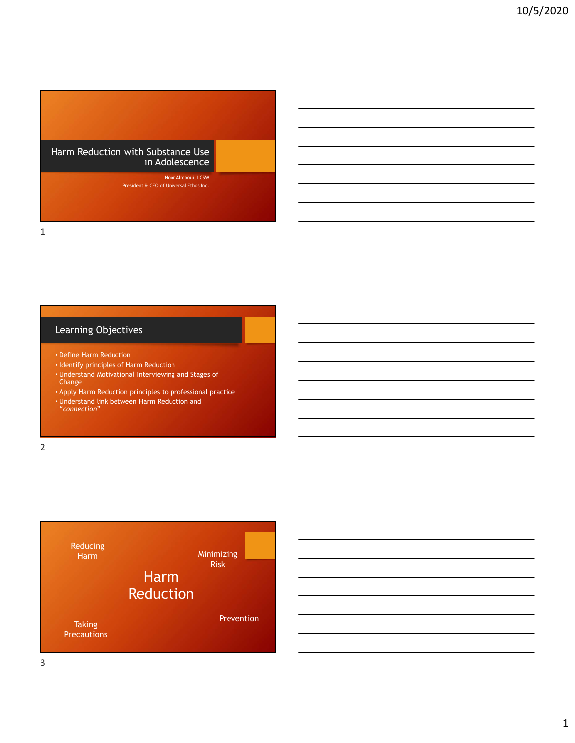# Harm Reduction with Substance Use in Adolescence

Noor Almaoui, LCSW
President & CEO of Universal Ethos Inc.

## Learning Objectives

- Define Harm Reduction
- Identify principles of Harm Reduction
- Understand Motivational Interviewing and Stages of Change
- Apply Harm Reduction principles to professional practice
- Understand link between Harm Reduction and *"connection"*

## Harm Reduction

Reducing Harm

Minimizing Risk

Taking Precautions

Prevention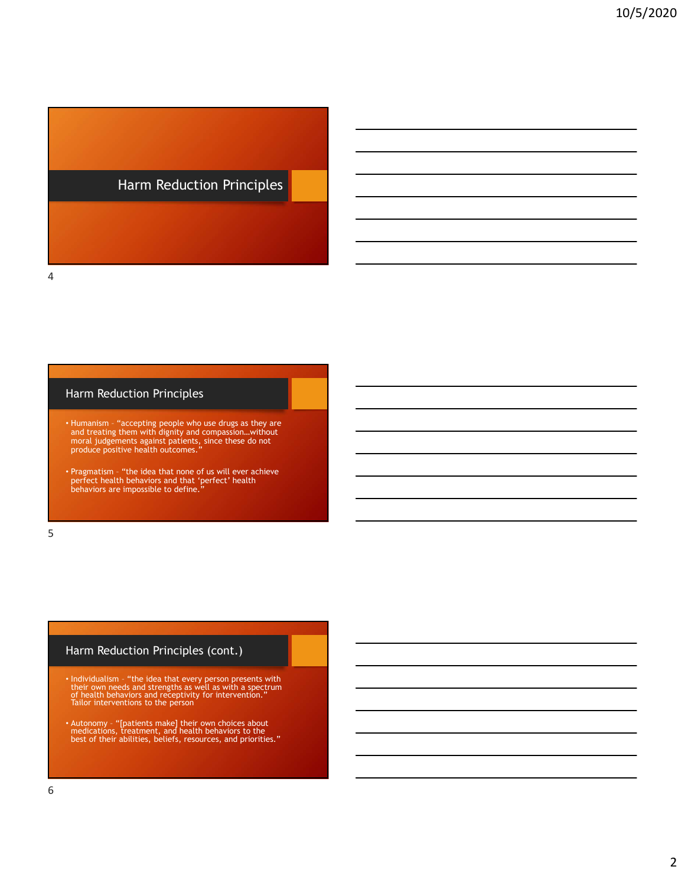# Harm Reduction Principles

## Harm Reduction Principles

- Humanism – "accepting people who use drugs as they are and treating them with dignity and compassion…without moral judgements against patients, since these do not produce positive health outcomes."
- Pragmatism – "the idea that none of us will ever achieve perfect health behaviors and that 'perfect' health behaviors are impossible to define."

## Harm Reduction Principles (cont.)

- Individualism – "the idea that every person presents with their own needs and strengths as well as with a spectrum of health behaviors and receptivity for intervention." Tailor interventions to the person
- Autonomy – "[patients make] their own choices about medications, treatment, and health behaviors to the best of their abilities, beliefs, resources, and priorities."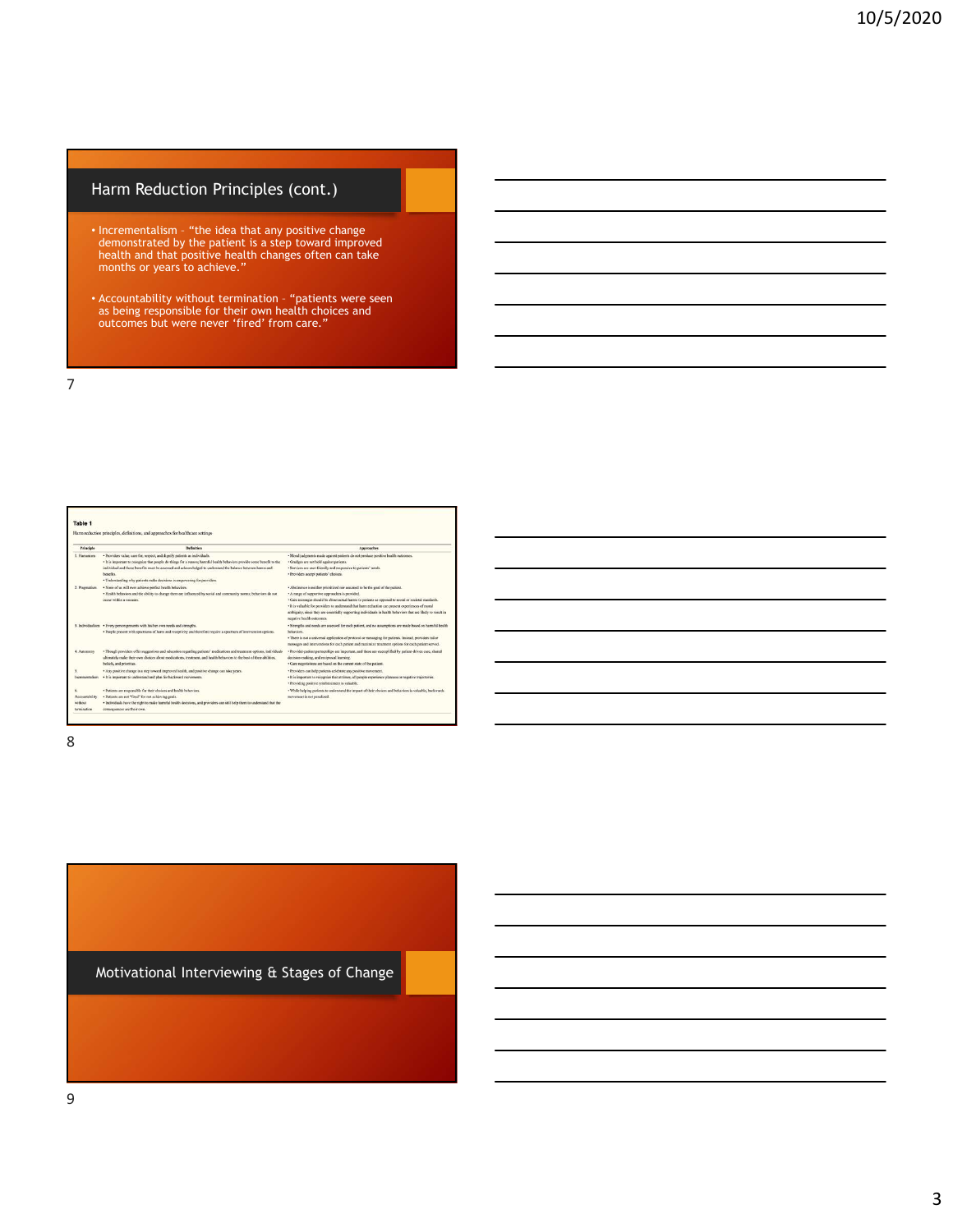## Harm Reduction Principles (cont.)

- Incrementalism – "the idea that any positive change demonstrated by the patient is a step toward improved health and that positive health changes often can take months or years to achieve."
- Accountability without termination – "patients were seen as being responsible for their own health choices and outcomes but were never 'fired' from care."

**Table 1**

Harm reduction principles, definitions, and approaches for healthcare settings

| Principle | Definition | Approaches |
|---|---|---|
| 1. Humanism | • Providers value, care for, respect, and dignify patients as individuals. • It is important to recognize that people do things for a reason; harmful health behaviors provide some benefit to the individual and these benefits must be assessed and acknowledged to understand the balance between harms and benefits. • Understanding why patients make decisions is empowering for providers. | • Moral judgments made against patients do not produce positive health outcomes. • Grudges are not held against patients. • Services are user-friendly and responsive to patients' needs. • Providers accept patients' choices. |
| 2. Pragmatism | • None of us will ever achieve perfect health behaviors. • Health behaviors and the ability to change them are influenced by social and community norms; behaviors do not occur within a vacuum. | • Abstinence is neither prioritized nor assumed to be the goal of the patient. • A range of supportive approaches is provided. • Care messages should be about actual harms to patients as opposed to moral or societal standards. • It is valuable for providers to understand that harm reduction can present experiences of moral ambiguity, since they are essentially supporting individuals in health behaviors that are likely to result in negative health outcomes. |
| 3. Individualism | • Every person presents with his/her own needs and strengths. • People present with spectrums of harm and receptivity and therefore require a spectrum of intervention options. | • Strengths and needs are assessed for each patient, and no assumptions are made based on harmful health behaviors. • There is not a universal application of protocol or messaging for patients. Instead, providers tailor messages and interventions for each patient and maximize treatment options for each patient served. |
| 4. Autonomy | • Though providers offer suggestions and education regarding patients' medications and treatment options, individuals ultimately make their own choices about medications, treatment, and health behaviors to the best of their abilities, beliefs, and priorities. | • Provider-patient partnerships are important, and these are exemplified by patient-driven care, shared decision-making, and reciprocal learning. • Care negotiations are based on the current state of the patient. |
| 5. Incrementalism | • Any positive change is a step toward improved health, and positive change can take years. • It is important to understand and plan for backward movements. | • Providers can help patients celebrate any positive movement. • It is important to recognize that at times, all people experience plateaus or negative trajectories. • Providing positive reinforcement is valuable. |
| 6. Accountability without termination | • Patients are responsible for their choices and health behaviors. • Patients are not "fired" for not achieving goals. • Individuals have the right to make harmful health decisions, and providers can still help them to understand that the consequences are their own. | • While helping patients to understand the impact of their choices and behaviors is valuable, backwards movement is not penalized. |

## Motivational Interviewing & Stages of Change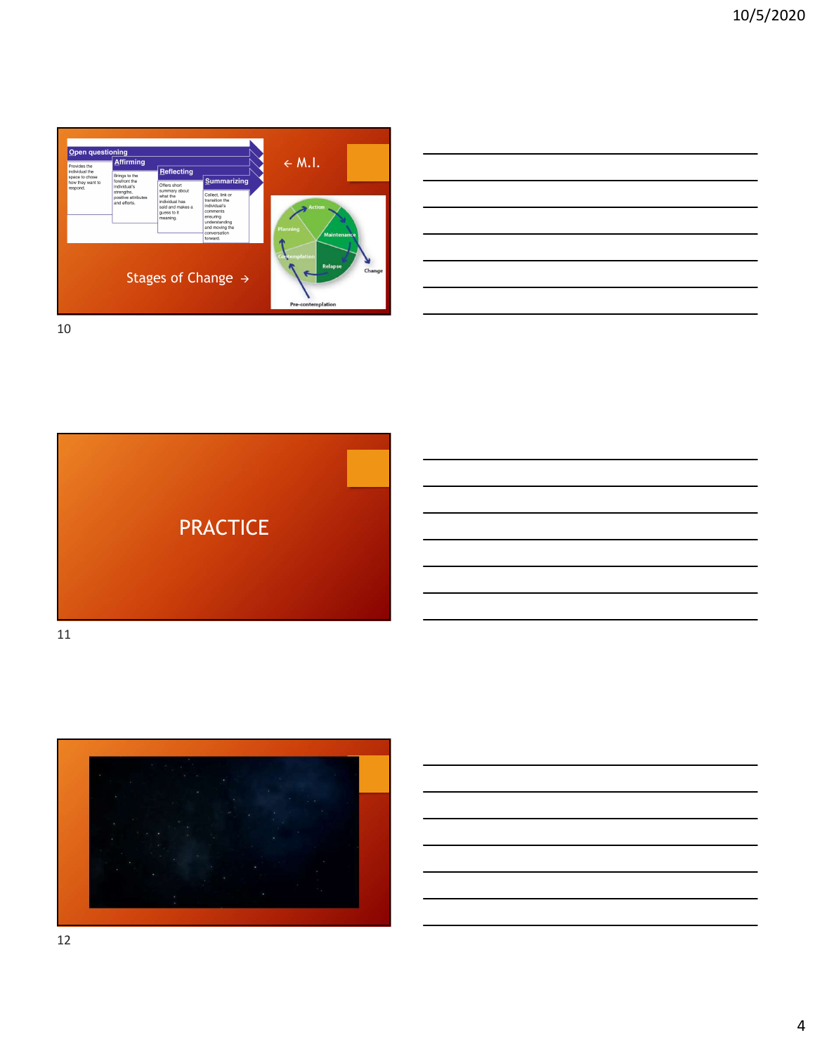Open questioning

Provides the individual the space to chose how they want to respond.

Affirming

Brings to the forefront the individual's strengths, positive attributes and efforts.

Reflecting

Offers short summary about what the individual has said and makes a guess to it meaning.

Summarizing

Collect, link or transition the individual's comments ensuring understanding and moving the conversation forward.

← M.I.

Stages of Change →

Action

Planning

Maintenance

Contemplation

Relapse

Change

Pre-contemplation

PRACTICE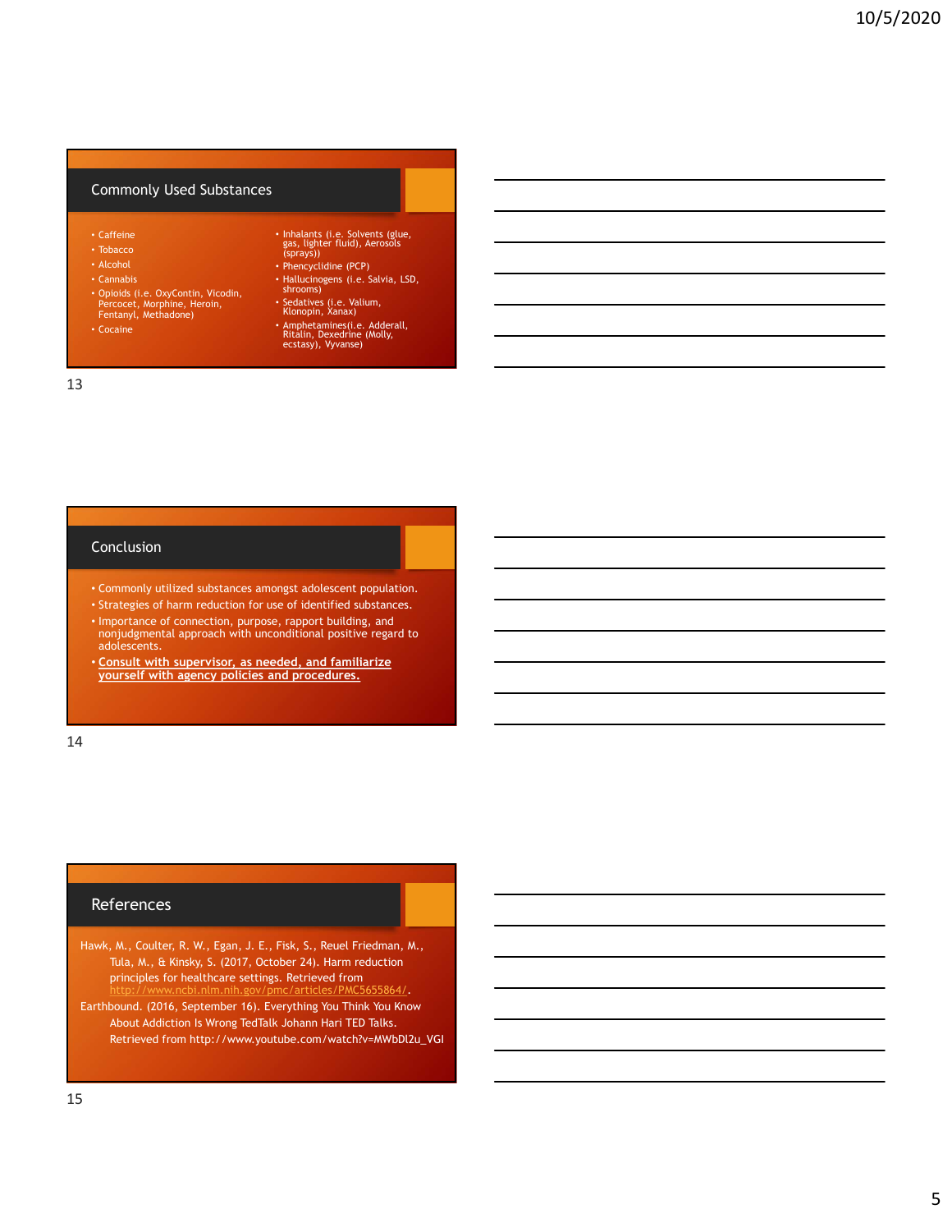## Commonly Used Substances

- Caffeine
- Tobacco
- Alcohol
- Cannabis
- Opioids (i.e. OxyContin, Vicodin, Percocet, Morphine, Heroin, Fentanyl, Methadone)
- Cocaine
- Inhalants (i.e. Solvents (glue, gas, lighter fluid), Aerosols (sprays))
- Phencyclidine (PCP)
- Hallucinogens (i.e. Salvia, LSD, shrooms)
- Sedatives (i.e. Valium, Klonopin, Xanax)
- Amphetamines(i.e. Adderall, Ritalin, Dexedrine (Molly, ecstasy), Vyvanse)

## Conclusion

- Commonly utilized substances amongst adolescent population.
- Strategies of harm reduction for use of identified substances.
- Importance of connection, purpose, rapport building, and nonjudgmental approach with unconditional positive regard to adolescents.
- **Consult with supervisor, as needed, and familiarize yourself with agency policies and procedures.**

## References

Hawk, M., Coulter, R. W., Egan, J. E., Fisk, S., Reuel Friedman, M., Tula, M., & Kinsky, S. (2017, October 24). Harm reduction principles for healthcare settings. Retrieved from http://www.ncbi.nlm.nih.gov/pmc/articles/PMC5655864/.

Earthbound. (2016, September 16). Everything You Think You Know About Addiction Is Wrong TedTalk Johann Hari TED Talks. Retrieved from http://www.youtube.com/watch?v=MWbDl2u_VGI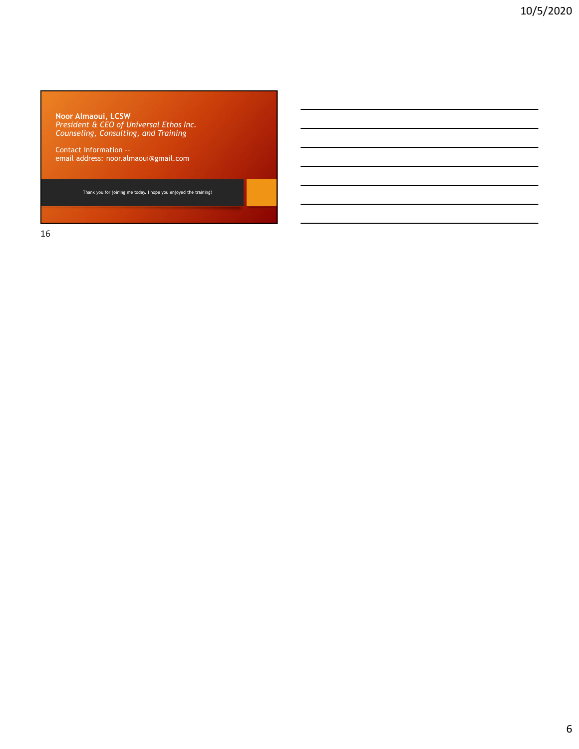**Noor Almaoui, LCSW**
*President & CEO of Universal Ethos Inc.*
*Counseling, Consulting, and Training*

Contact information --
email address: noor.almaoui@gmail.com

Thank you for joining me today. I hope you enjoyed the training!

16